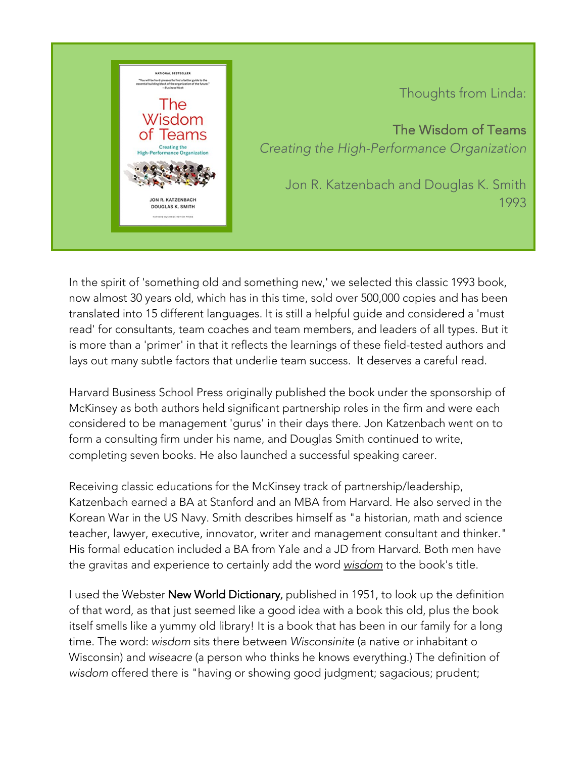Thoughts from Linda:

**The Wisdom of Teams**
*Creating the High-Performance Organization*

Jon R. Katzenbach and Douglas K. Smith
1993

In the spirit of 'something old and something new,' we selected this classic 1993 book, now almost 30 years old, which has in this time, sold over 500,000 copies and has been translated into 15 different languages. It is still a helpful guide and considered a 'must read' for consultants, team coaches and team members, and leaders of all types. But it is more than a 'primer' in that it reflects the learnings of these field-tested authors and lays out many subtle factors that underlie team success. It deserves a careful read.

Harvard Business School Press originally published the book under the sponsorship of McKinsey as both authors held significant partnership roles in the firm and were each considered to be management 'gurus' in their days there. Jon Katzenbach went on to form a consulting firm under his name, and Douglas Smith continued to write, completing seven books. He also launched a successful speaking career.

Receiving classic educations for the McKinsey track of partnership/leadership, Katzenbach earned a BA at Stanford and an MBA from Harvard. He also served in the Korean War in the US Navy. Smith describes himself as "a historian, math and science teacher, lawyer, executive, innovator, writer and management consultant and thinker." His formal education included a BA from Yale and a JD from Harvard. Both men have the gravitas and experience to certainly add the word *wisdom* to the book's title.

I used the Webster New World Dictionary, published in 1951, to look up the definition of that word, as that just seemed like a good idea with a book this old, plus the book itself smells like a yummy old library! It is a book that has been in our family for a long time. The word: *wisdom* sits there between *Wisconsinite* (a native or inhabitant o Wisconsin) and *wiseacre* (a person who thinks he knows everything.) The definition of *wisdom* offered there is "having or showing good judgment; sagacious; prudent;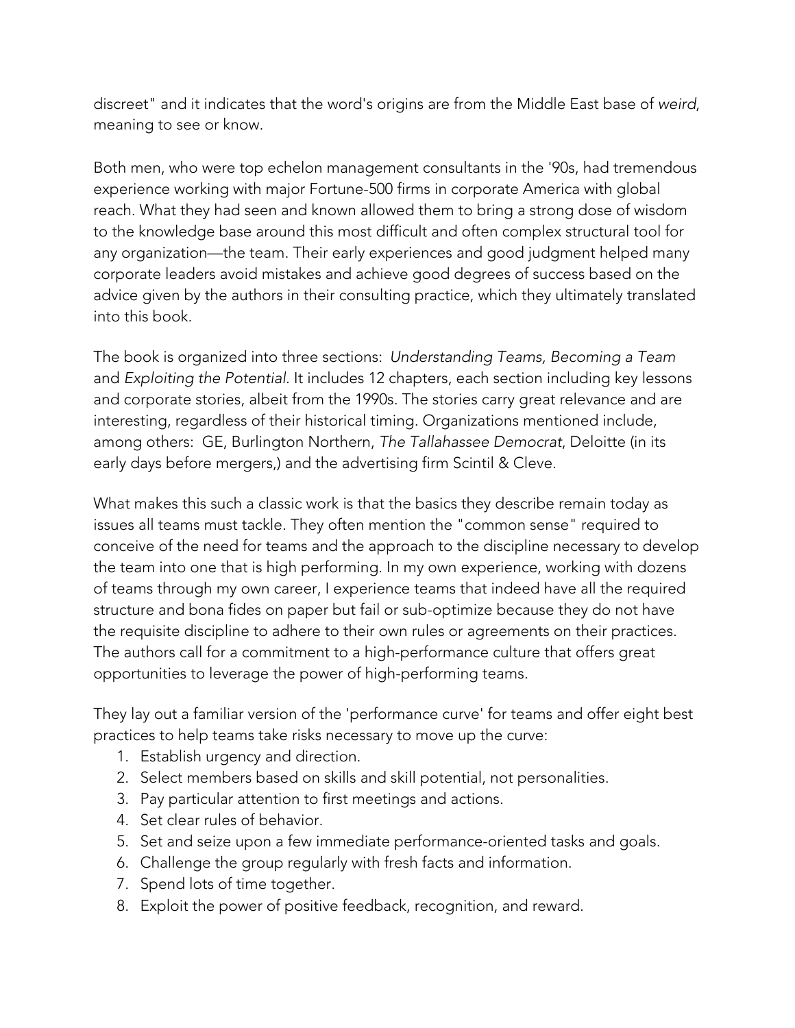discreet" and it indicates that the word's origins are from the Middle East base of *weird*, meaning to see or know.

Both men, who were top echelon management consultants in the '90s, had tremendous experience working with major Fortune-500 firms in corporate America with global reach. What they had seen and known allowed them to bring a strong dose of wisdom to the knowledge base around this most difficult and often complex structural tool for any organization—the team. Their early experiences and good judgment helped many corporate leaders avoid mistakes and achieve good degrees of success based on the advice given by the authors in their consulting practice, which they ultimately translated into this book.

The book is organized into three sections: *Understanding Teams, Becoming a Team* and *Exploiting the Potential*. It includes 12 chapters, each section including key lessons and corporate stories, albeit from the 1990s. The stories carry great relevance and are interesting, regardless of their historical timing. Organizations mentioned include, among others: GE, Burlington Northern, *The Tallahassee Democrat*, Deloitte (in its early days before mergers,) and the advertising firm Scintil & Cleve.

What makes this such a classic work is that the basics they describe remain today as issues all teams must tackle. They often mention the "common sense" required to conceive of the need for teams and the approach to the discipline necessary to develop the team into one that is high performing. In my own experience, working with dozens of teams through my own career, I experience teams that indeed have all the required structure and bona fides on paper but fail or sub-optimize because they do not have the requisite discipline to adhere to their own rules or agreements on their practices. The authors call for a commitment to a high-performance culture that offers great opportunities to leverage the power of high-performing teams.

They lay out a familiar version of the 'performance curve' for teams and offer eight best practices to help teams take risks necessary to move up the curve:

1. Establish urgency and direction.
2. Select members based on skills and skill potential, not personalities.
3. Pay particular attention to first meetings and actions.
4. Set clear rules of behavior.
5. Set and seize upon a few immediate performance-oriented tasks and goals.
6. Challenge the group regularly with fresh facts and information.
7. Spend lots of time together.
8. Exploit the power of positive feedback, recognition, and reward.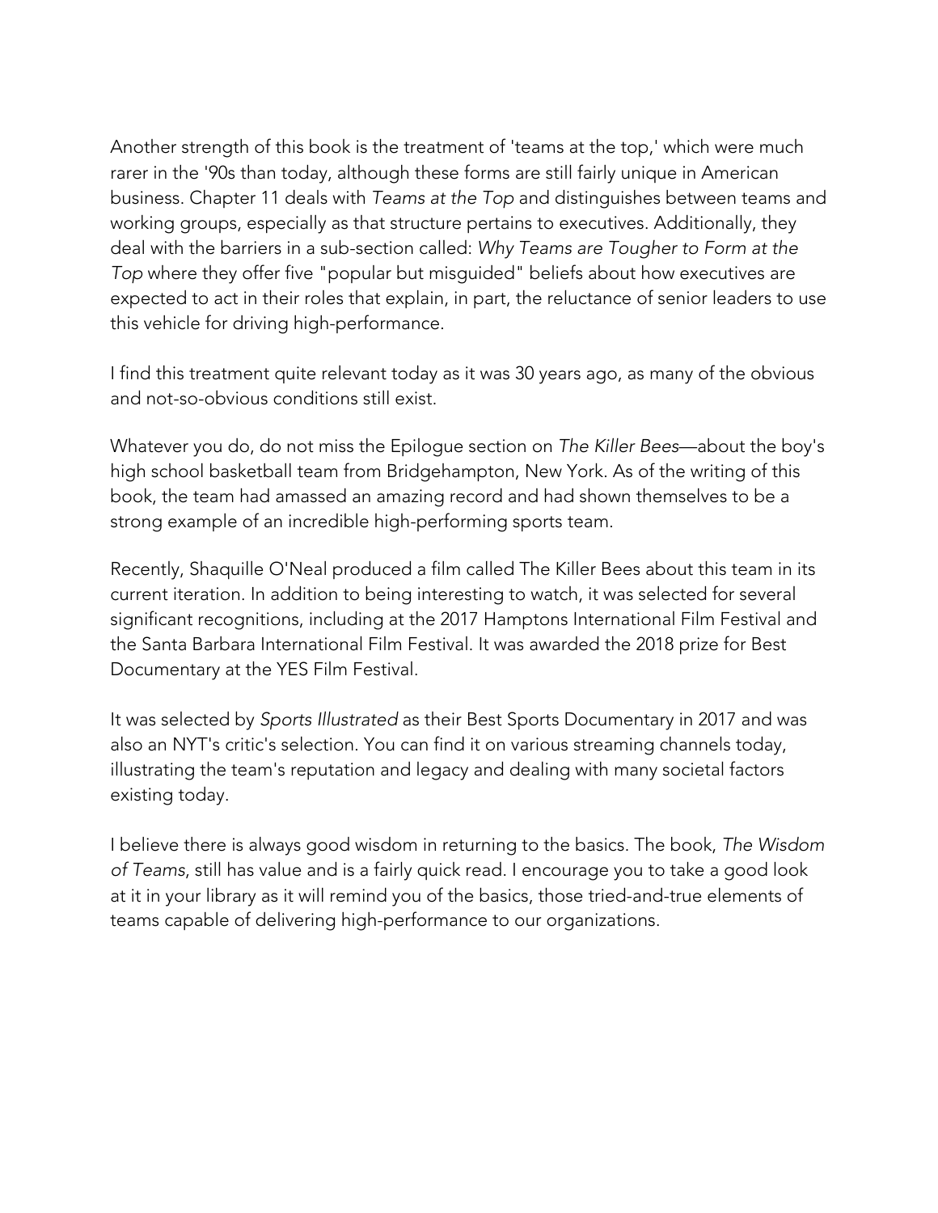Another strength of this book is the treatment of 'teams at the top,' which were much rarer in the '90s than today, although these forms are still fairly unique in American business. Chapter 11 deals with *Teams at the Top* and distinguishes between teams and working groups, especially as that structure pertains to executives. Additionally, they deal with the barriers in a sub-section called: *Why Teams are Tougher to Form at the Top* where they offer five "popular but misguided" beliefs about how executives are expected to act in their roles that explain, in part, the reluctance of senior leaders to use this vehicle for driving high-performance.

I find this treatment quite relevant today as it was 30 years ago, as many of the obvious and not-so-obvious conditions still exist.

Whatever you do, do not miss the Epilogue section on *The Killer Bees*—about the boy's high school basketball team from Bridgehampton, New York. As of the writing of this book, the team had amassed an amazing record and had shown themselves to be a strong example of an incredible high-performing sports team.

Recently, Shaquille O'Neal produced a film called The Killer Bees about this team in its current iteration. In addition to being interesting to watch, it was selected for several significant recognitions, including at the 2017 Hamptons International Film Festival and the Santa Barbara International Film Festival. It was awarded the 2018 prize for Best Documentary at the YES Film Festival.

It was selected by *Sports Illustrated* as their Best Sports Documentary in 2017 and was also an NYT's critic's selection. You can find it on various streaming channels today, illustrating the team's reputation and legacy and dealing with many societal factors existing today.

I believe there is always good wisdom in returning to the basics. The book, *The Wisdom of Teams*, still has value and is a fairly quick read. I encourage you to take a good look at it in your library as it will remind you of the basics, those tried-and-true elements of teams capable of delivering high-performance to our organizations.